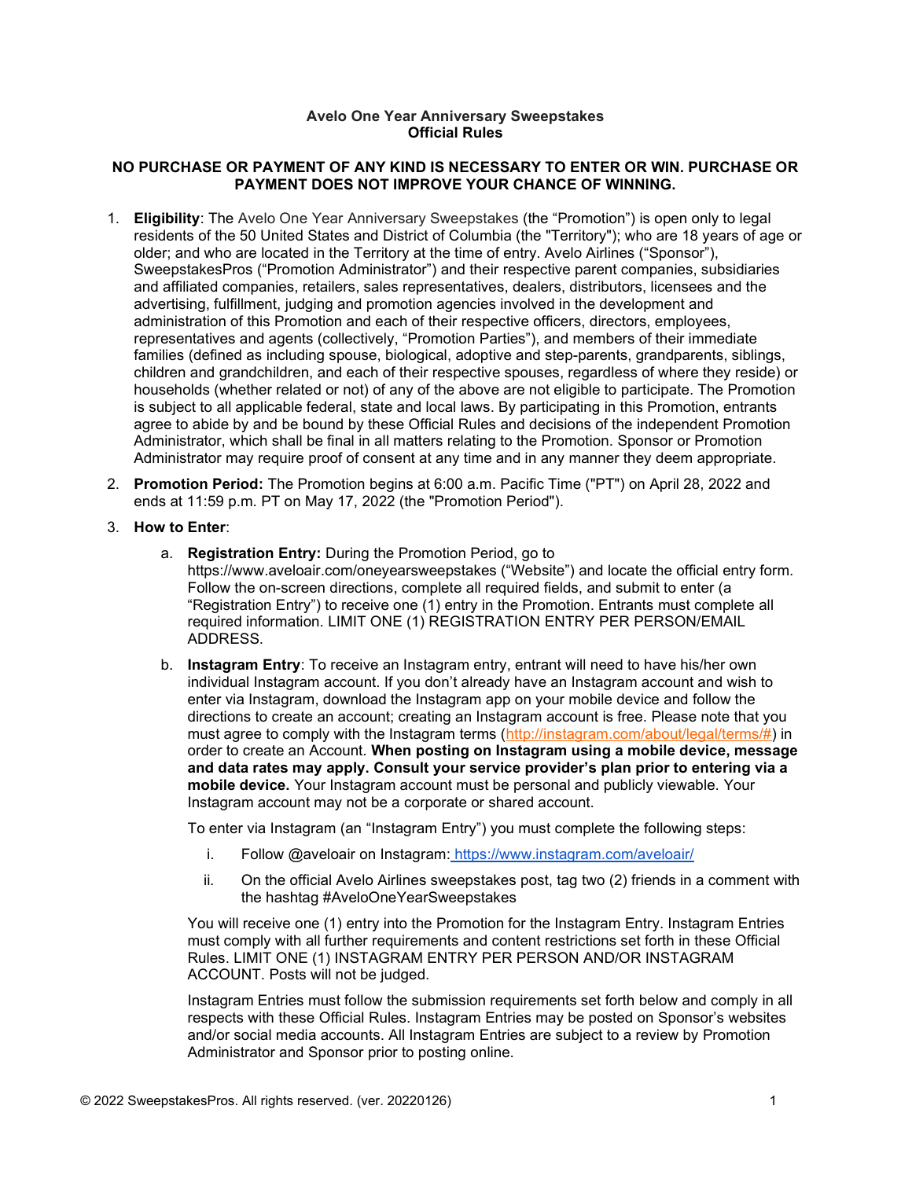**Avelo One Year Anniversary Sweepstakes**
**Official Rules**

**NO PURCHASE OR PAYMENT OF ANY KIND IS NECESSARY TO ENTER OR WIN. PURCHASE OR PAYMENT DOES NOT IMPROVE YOUR CHANCE OF WINNING.**

1. **Eligibility**: The Avelo One Year Anniversary Sweepstakes (the "Promotion") is open only to legal residents of the 50 United States and District of Columbia (the "Territory"); who are 18 years of age or older; and who are located in the Territory at the time of entry. Avelo Airlines ("Sponsor"), SweepstakesPros ("Promotion Administrator") and their respective parent companies, subsidiaries and affiliated companies, retailers, sales representatives, dealers, distributors, licensees and the advertising, fulfillment, judging and promotion agencies involved in the development and administration of this Promotion and each of their respective officers, directors, employees, representatives and agents (collectively, "Promotion Parties"), and members of their immediate families (defined as including spouse, biological, adoptive and step-parents, grandparents, siblings, children and grandchildren, and each of their respective spouses, regardless of where they reside) or households (whether related or not) of any of the above are not eligible to participate. The Promotion is subject to all applicable federal, state and local laws. By participating in this Promotion, entrants agree to abide by and be bound by these Official Rules and decisions of the independent Promotion Administrator, which shall be final in all matters relating to the Promotion. Sponsor or Promotion Administrator may require proof of consent at any time and in any manner they deem appropriate.

2. **Promotion Period:** The Promotion begins at 6:00 a.m. Pacific Time ("PT") on April 28, 2022 and ends at 11:59 p.m. PT on May 17, 2022 (the "Promotion Period").

3. **How to Enter**:

   a. **Registration Entry:** During the Promotion Period, go to https://www.aveloair.com/oneyearsweepstakes ("Website") and locate the official entry form. Follow the on-screen directions, complete all required fields, and submit to enter (a "Registration Entry") to receive one (1) entry in the Promotion. Entrants must complete all required information. LIMIT ONE (1) REGISTRATION ENTRY PER PERSON/EMAIL ADDRESS.

   b. **Instagram Entry**: To receive an Instagram entry, entrant will need to have his/her own individual Instagram account. If you don't already have an Instagram account and wish to enter via Instagram, download the Instagram app on your mobile device and follow the directions to create an account; creating an Instagram account is free. Please note that you must agree to comply with the Instagram terms (http://instagram.com/about/legal/terms/#) in order to create an Account. **When posting on Instagram using a mobile device, message and data rates may apply. Consult your service provider's plan prior to entering via a mobile device.** Your Instagram account must be personal and publicly viewable. Your Instagram account may not be a corporate or shared account.

      To enter via Instagram (an "Instagram Entry") you must complete the following steps:

      i. Follow @aveloair on Instagram: https://www.instagram.com/aveloair/

      ii. On the official Avelo Airlines sweepstakes post, tag two (2) friends in a comment with the hashtag #AveloOneYearSweepstakes

      You will receive one (1) entry into the Promotion for the Instagram Entry. Instagram Entries must comply with all further requirements and content restrictions set forth in these Official Rules. LIMIT ONE (1) INSTAGRAM ENTRY PER PERSON AND/OR INSTAGRAM ACCOUNT. Posts will not be judged.

      Instagram Entries must follow the submission requirements set forth below and comply in all respects with these Official Rules. Instagram Entries may be posted on Sponsor's websites and/or social media accounts. All Instagram Entries are subject to a review by Promotion Administrator and Sponsor prior to posting online.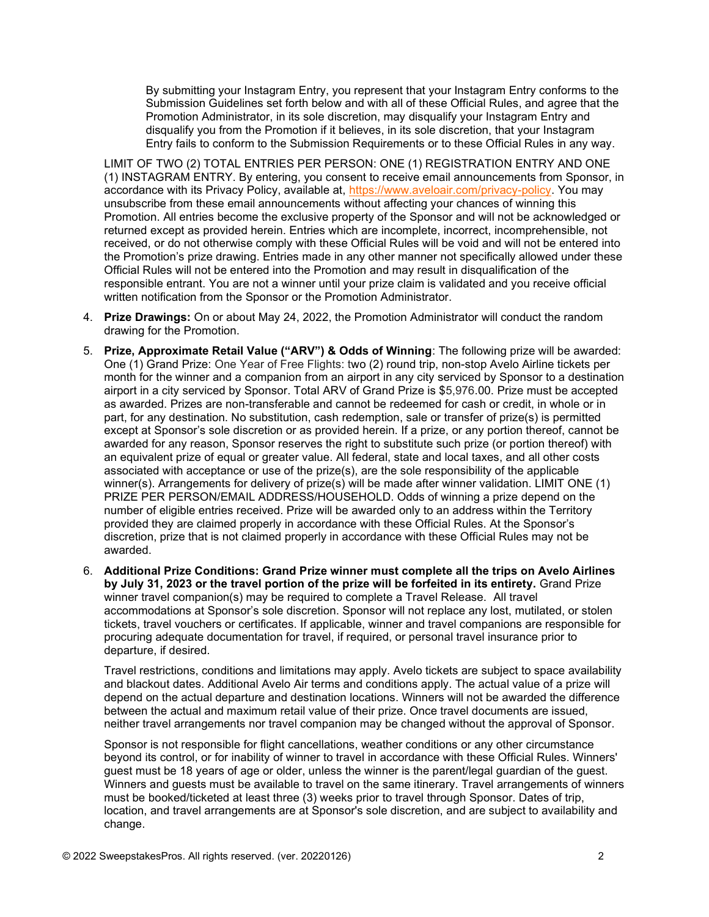By submitting your Instagram Entry, you represent that your Instagram Entry conforms to the Submission Guidelines set forth below and with all of these Official Rules, and agree that the Promotion Administrator, in its sole discretion, may disqualify your Instagram Entry and disqualify you from the Promotion if it believes, in its sole discretion, that your Instagram Entry fails to conform to the Submission Requirements or to these Official Rules in any way.

LIMIT OF TWO (2) TOTAL ENTRIES PER PERSON: ONE (1) REGISTRATION ENTRY AND ONE (1) INSTAGRAM ENTRY. By entering, you consent to receive email announcements from Sponsor, in accordance with its Privacy Policy, available at, https://www.aveloair.com/privacy-policy. You may unsubscribe from these email announcements without affecting your chances of winning this Promotion. All entries become the exclusive property of the Sponsor and will not be acknowledged or returned except as provided herein. Entries which are incomplete, incorrect, incomprehensible, not received, or do not otherwise comply with these Official Rules will be void and will not be entered into the Promotion's prize drawing. Entries made in any other manner not specifically allowed under these Official Rules will not be entered into the Promotion and may result in disqualification of the responsible entrant. You are not a winner until your prize claim is validated and you receive official written notification from the Sponsor or the Promotion Administrator.

4. **Prize Drawings:** On or about May 24, 2022, the Promotion Administrator will conduct the random drawing for the Promotion.

5. **Prize, Approximate Retail Value ("ARV") & Odds of Winning**: The following prize will be awarded: One (1) Grand Prize: One Year of Free Flights: two (2) round trip, non-stop Avelo Airline tickets per month for the winner and a companion from an airport in any city serviced by Sponsor to a destination airport in a city serviced by Sponsor. Total ARV of Grand Prize is $5,976.00. Prize must be accepted as awarded. Prizes are non-transferable and cannot be redeemed for cash or credit, in whole or in part, for any destination. No substitution, cash redemption, sale or transfer of prize(s) is permitted except at Sponsor's sole discretion or as provided herein. If a prize, or any portion thereof, cannot be awarded for any reason, Sponsor reserves the right to substitute such prize (or portion thereof) with an equivalent prize of equal or greater value. All federal, state and local taxes, and all other costs associated with acceptance or use of the prize(s), are the sole responsibility of the applicable winner(s). Arrangements for delivery of prize(s) will be made after winner validation. LIMIT ONE (1) PRIZE PER PERSON/EMAIL ADDRESS/HOUSEHOLD. Odds of winning a prize depend on the number of eligible entries received. Prize will be awarded only to an address within the Territory provided they are claimed properly in accordance with these Official Rules. At the Sponsor's discretion, prize that is not claimed properly in accordance with these Official Rules may not be awarded.

6. **Additional Prize Conditions: Grand Prize winner must complete all the trips on Avelo Airlines by July 31, 2023 or the travel portion of the prize will be forfeited in its entirety.** Grand Prize winner travel companion(s) may be required to complete a Travel Release. All travel accommodations at Sponsor's sole discretion. Sponsor will not replace any lost, mutilated, or stolen tickets, travel vouchers or certificates. If applicable, winner and travel companions are responsible for procuring adequate documentation for travel, if required, or personal travel insurance prior to departure, if desired.

   Travel restrictions, conditions and limitations may apply. Avelo tickets are subject to space availability and blackout dates. Additional Avelo Air terms and conditions apply. The actual value of a prize will depend on the actual departure and destination locations. Winners will not be awarded the difference between the actual and maximum retail value of their prize. Once travel documents are issued, neither travel arrangements nor travel companion may be changed without the approval of Sponsor.

   Sponsor is not responsible for flight cancellations, weather conditions or any other circumstance beyond its control, or for inability of winner to travel in accordance with these Official Rules. Winners' guest must be 18 years of age or older, unless the winner is the parent/legal guardian of the guest. Winners and guests must be available to travel on the same itinerary. Travel arrangements of winners must be booked/ticketed at least three (3) weeks prior to travel through Sponsor. Dates of trip, location, and travel arrangements are at Sponsor's sole discretion, and are subject to availability and change.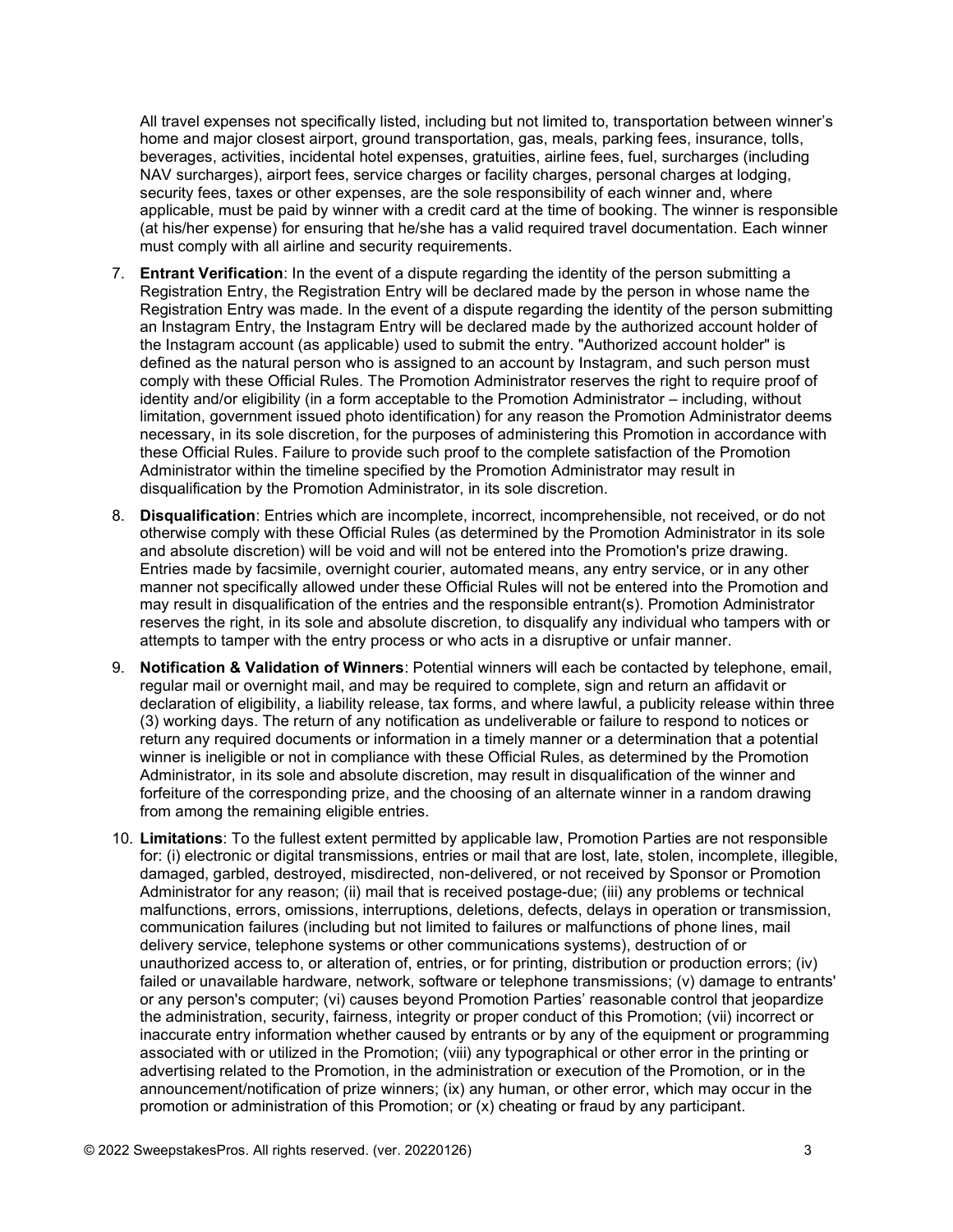All travel expenses not specifically listed, including but not limited to, transportation between winner's home and major closest airport, ground transportation, gas, meals, parking fees, insurance, tolls, beverages, activities, incidental hotel expenses, gratuities, airline fees, fuel, surcharges (including NAV surcharges), airport fees, service charges or facility charges, personal charges at lodging, security fees, taxes or other expenses, are the sole responsibility of each winner and, where applicable, must be paid by winner with a credit card at the time of booking. The winner is responsible (at his/her expense) for ensuring that he/she has a valid required travel documentation. Each winner must comply with all airline and security requirements.

7. **Entrant Verification**: In the event of a dispute regarding the identity of the person submitting a Registration Entry, the Registration Entry will be declared made by the person in whose name the Registration Entry was made. In the event of a dispute regarding the identity of the person submitting an Instagram Entry, the Instagram Entry will be declared made by the authorized account holder of the Instagram account (as applicable) used to submit the entry. "Authorized account holder" is defined as the natural person who is assigned to an account by Instagram, and such person must comply with these Official Rules. The Promotion Administrator reserves the right to require proof of identity and/or eligibility (in a form acceptable to the Promotion Administrator – including, without limitation, government issued photo identification) for any reason the Promotion Administrator deems necessary, in its sole discretion, for the purposes of administering this Promotion in accordance with these Official Rules. Failure to provide such proof to the complete satisfaction of the Promotion Administrator within the timeline specified by the Promotion Administrator may result in disqualification by the Promotion Administrator, in its sole discretion.

8. **Disqualification**: Entries which are incomplete, incorrect, incomprehensible, not received, or do not otherwise comply with these Official Rules (as determined by the Promotion Administrator in its sole and absolute discretion) will be void and will not be entered into the Promotion's prize drawing. Entries made by facsimile, overnight courier, automated means, any entry service, or in any other manner not specifically allowed under these Official Rules will not be entered into the Promotion and may result in disqualification of the entries and the responsible entrant(s). Promotion Administrator reserves the right, in its sole and absolute discretion, to disqualify any individual who tampers with or attempts to tamper with the entry process or who acts in a disruptive or unfair manner.

9. **Notification & Validation of Winners**: Potential winners will each be contacted by telephone, email, regular mail or overnight mail, and may be required to complete, sign and return an affidavit or declaration of eligibility, a liability release, tax forms, and where lawful, a publicity release within three (3) working days. The return of any notification as undeliverable or failure to respond to notices or return any required documents or information in a timely manner or a determination that a potential winner is ineligible or not in compliance with these Official Rules, as determined by the Promotion Administrator, in its sole and absolute discretion, may result in disqualification of the winner and forfeiture of the corresponding prize, and the choosing of an alternate winner in a random drawing from among the remaining eligible entries.

10. **Limitations**: To the fullest extent permitted by applicable law, Promotion Parties are not responsible for: (i) electronic or digital transmissions, entries or mail that are lost, late, stolen, incomplete, illegible, damaged, garbled, destroyed, misdirected, non-delivered, or not received by Sponsor or Promotion Administrator for any reason; (ii) mail that is received postage-due; (iii) any problems or technical malfunctions, errors, omissions, interruptions, deletions, defects, delays in operation or transmission, communication failures (including but not limited to failures or malfunctions of phone lines, mail delivery service, telephone systems or other communications systems), destruction of or unauthorized access to, or alteration of, entries, or for printing, distribution or production errors; (iv) failed or unavailable hardware, network, software or telephone transmissions; (v) damage to entrants' or any person's computer; (vi) causes beyond Promotion Parties' reasonable control that jeopardize the administration, security, fairness, integrity or proper conduct of this Promotion; (vii) incorrect or inaccurate entry information whether caused by entrants or by any of the equipment or programming associated with or utilized in the Promotion; (viii) any typographical or other error in the printing or advertising related to the Promotion, in the administration or execution of the Promotion, or in the announcement/notification of prize winners; (ix) any human, or other error, which may occur in the promotion or administration of this Promotion; or (x) cheating or fraud by any participant.

© 2022 SweepstakesPros. All rights reserved. (ver. 20220126)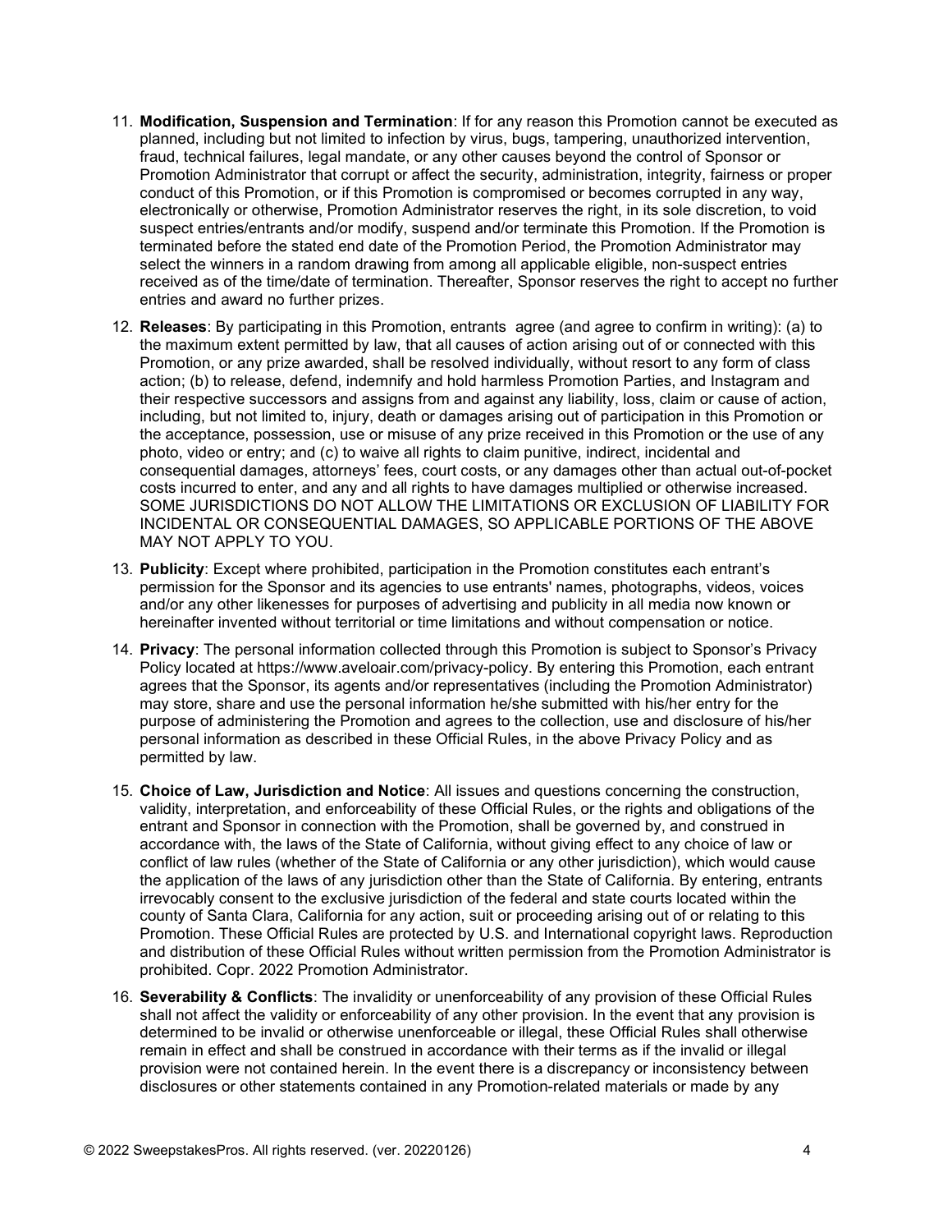11. **Modification, Suspension and Termination**: If for any reason this Promotion cannot be executed as planned, including but not limited to infection by virus, bugs, tampering, unauthorized intervention, fraud, technical failures, legal mandate, or any other causes beyond the control of Sponsor or Promotion Administrator that corrupt or affect the security, administration, integrity, fairness or proper conduct of this Promotion, or if this Promotion is compromised or becomes corrupted in any way, electronically or otherwise, Promotion Administrator reserves the right, in its sole discretion, to void suspect entries/entrants and/or modify, suspend and/or terminate this Promotion. If the Promotion is terminated before the stated end date of the Promotion Period, the Promotion Administrator may select the winners in a random drawing from among all applicable eligible, non-suspect entries received as of the time/date of termination. Thereafter, Sponsor reserves the right to accept no further entries and award no further prizes.
12. **Releases**: By participating in this Promotion, entrants agree (and agree to confirm in writing): (a) to the maximum extent permitted by law, that all causes of action arising out of or connected with this Promotion, or any prize awarded, shall be resolved individually, without resort to any form of class action; (b) to release, defend, indemnify and hold harmless Promotion Parties, and Instagram and their respective successors and assigns from and against any liability, loss, claim or cause of action, including, but not limited to, injury, death or damages arising out of participation in this Promotion or the acceptance, possession, use or misuse of any prize received in this Promotion or the use of any photo, video or entry; and (c) to waive all rights to claim punitive, indirect, incidental and consequential damages, attorneys' fees, court costs, or any damages other than actual out-of-pocket costs incurred to enter, and any and all rights to have damages multiplied or otherwise increased. SOME JURISDICTIONS DO NOT ALLOW THE LIMITATIONS OR EXCLUSION OF LIABILITY FOR INCIDENTAL OR CONSEQUENTIAL DAMAGES, SO APPLICABLE PORTIONS OF THE ABOVE MAY NOT APPLY TO YOU.
13. **Publicity**: Except where prohibited, participation in the Promotion constitutes each entrant's permission for the Sponsor and its agencies to use entrants' names, photographs, videos, voices and/or any other likenesses for purposes of advertising and publicity in all media now known or hereinafter invented without territorial or time limitations and without compensation or notice.
14. **Privacy**: The personal information collected through this Promotion is subject to Sponsor's Privacy Policy located at https://www.aveloair.com/privacy-policy. By entering this Promotion, each entrant agrees that the Sponsor, its agents and/or representatives (including the Promotion Administrator) may store, share and use the personal information he/she submitted with his/her entry for the purpose of administering the Promotion and agrees to the collection, use and disclosure of his/her personal information as described in these Official Rules, in the above Privacy Policy and as permitted by law.
15. **Choice of Law, Jurisdiction and Notice**: All issues and questions concerning the construction, validity, interpretation, and enforceability of these Official Rules, or the rights and obligations of the entrant and Sponsor in connection with the Promotion, shall be governed by, and construed in accordance with, the laws of the State of California, without giving effect to any choice of law or conflict of law rules (whether of the State of California or any other jurisdiction), which would cause the application of the laws of any jurisdiction other than the State of California. By entering, entrants irrevocably consent to the exclusive jurisdiction of the federal and state courts located within the county of Santa Clara, California for any action, suit or proceeding arising out of or relating to this Promotion. These Official Rules are protected by U.S. and International copyright laws. Reproduction and distribution of these Official Rules without written permission from the Promotion Administrator is prohibited. Copr. 2022 Promotion Administrator.
16. **Severability & Conflicts**: The invalidity or unenforceability of any provision of these Official Rules shall not affect the validity or enforceability of any other provision. In the event that any provision is determined to be invalid or otherwise unenforceable or illegal, these Official Rules shall otherwise remain in effect and shall be construed in accordance with their terms as if the invalid or illegal provision were not contained herein. In the event there is a discrepancy or inconsistency between disclosures or other statements contained in any Promotion-related materials or made by any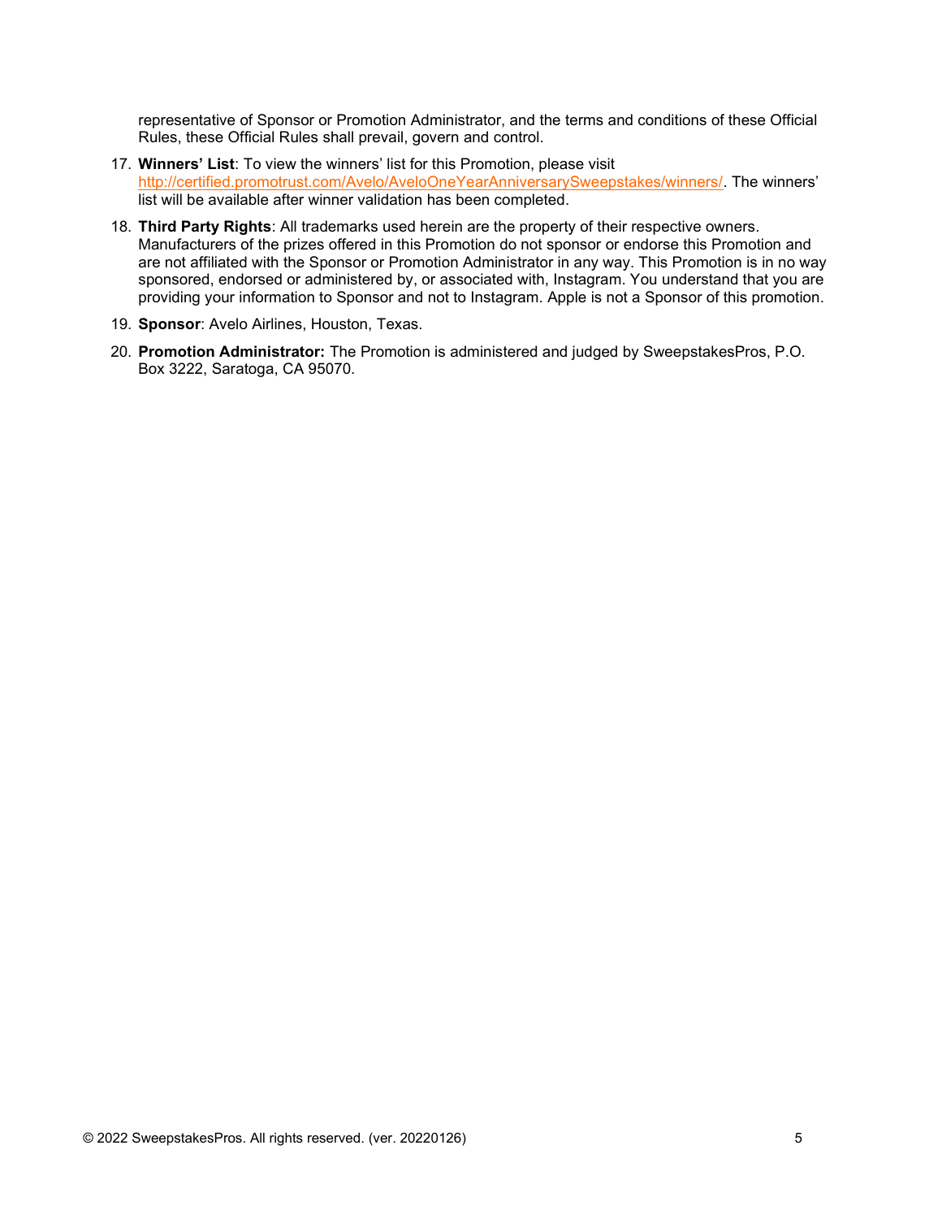representative of Sponsor or Promotion Administrator, and the terms and conditions of these Official Rules, these Official Rules shall prevail, govern and control.

17. **Winners' List**: To view the winners' list for this Promotion, please visit http://certified.promotrust.com/Avelo/AveloOneYearAnniversarySweepstakes/winners/. The winners' list will be available after winner validation has been completed.

18. **Third Party Rights**: All trademarks used herein are the property of their respective owners. Manufacturers of the prizes offered in this Promotion do not sponsor or endorse this Promotion and are not affiliated with the Sponsor or Promotion Administrator in any way. This Promotion is in no way sponsored, endorsed or administered by, or associated with, Instagram. You understand that you are providing your information to Sponsor and not to Instagram. Apple is not a Sponsor of this promotion.

19. **Sponsor**: Avelo Airlines, Houston, Texas.

20. **Promotion Administrator:** The Promotion is administered and judged by SweepstakesPros, P.O. Box 3222, Saratoga, CA 95070.

© 2022 SweepstakesPros. All rights reserved. (ver. 20220126)